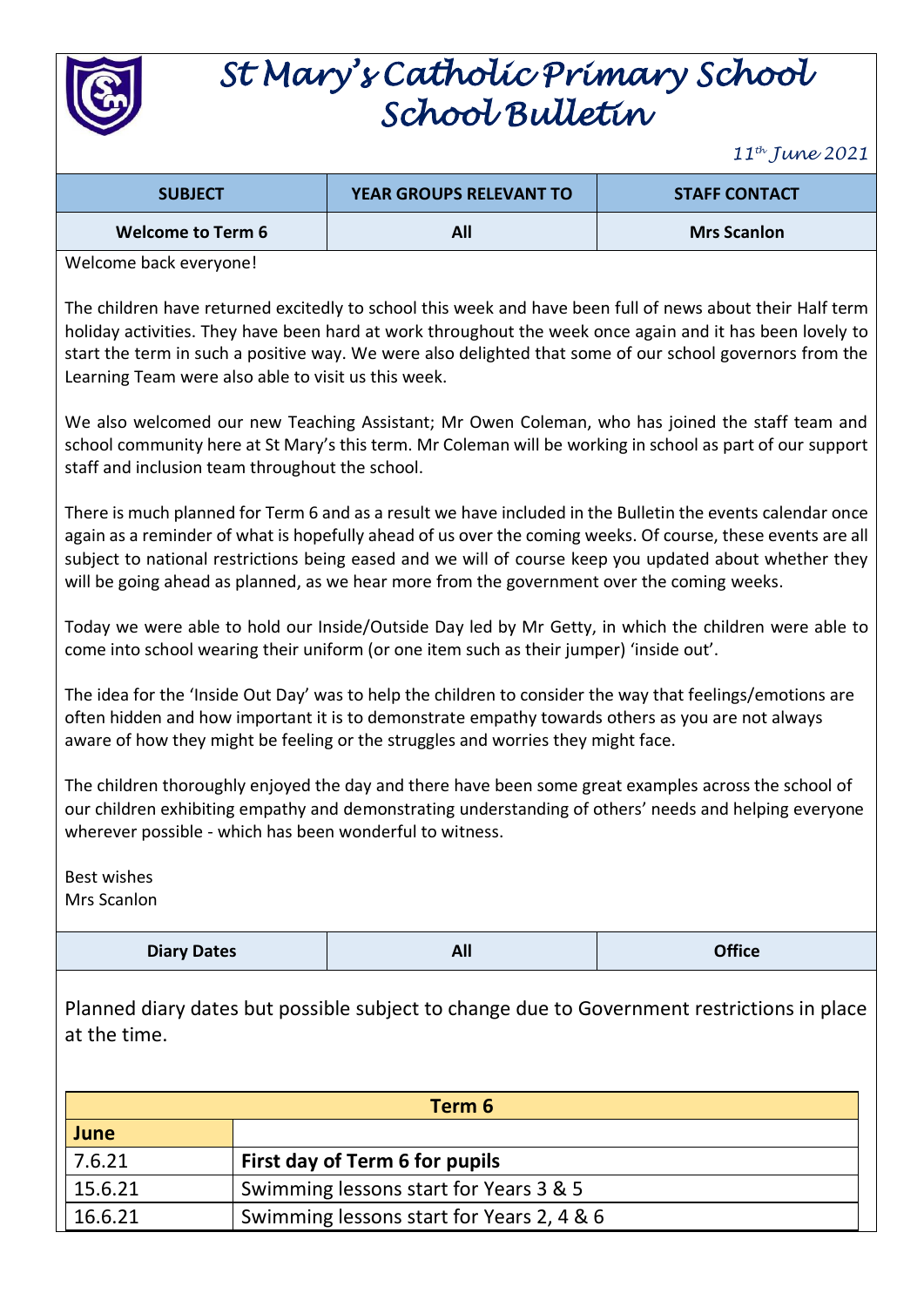# St Mary's Catholic Primary School
# School Bulletin

*11th June 2021*

| SUBJECT | YEAR GROUPS RELEVANT TO | STAFF CONTACT |
|---|---|---|
| **Welcome to Term 6** | **All** | **Mrs Scanlon** |

Welcome back everyone!

The children have returned excitedly to school this week and have been full of news about their Half term holiday activities. They have been hard at work throughout the week once again and it has been lovely to start the term in such a positive way. We were also delighted that some of our school governors from the Learning Team were also able to visit us this week.

We also welcomed our new Teaching Assistant; Mr Owen Coleman, who has joined the staff team and school community here at St Mary's this term. Mr Coleman will be working in school as part of our support staff and inclusion team throughout the school.

There is much planned for Term 6 and as a result we have included in the Bulletin the events calendar once again as a reminder of what is hopefully ahead of us over the coming weeks. Of course, these events are all subject to national restrictions being eased and we will of course keep you updated about whether they will be going ahead as planned, as we hear more from the government over the coming weeks.

Today we were able to hold our Inside/Outside Day led by Mr Getty, in which the children were able to come into school wearing their uniform (or one item such as their jumper) 'inside out'.

The idea for the 'Inside Out Day' was to help the children to consider the way that feelings/emotions are often hidden and how important it is to demonstrate empathy towards others as you are not always aware of how they might be feeling or the struggles and worries they might face.

The children thoroughly enjoyed the day and there have been some great examples across the school of our children exhibiting empathy and demonstrating understanding of others' needs and helping everyone wherever possible - which has been wonderful to witness.

Best wishes
Mrs Scanlon

| Diary Dates | All | Office |
|---|---|---|

Planned diary dates but possible subject to change due to Government restrictions in place at the time.

| Term 6 | |
|---|---|
| **June** | |
| 7.6.21 | **First day of Term 6 for pupils** |
| 15.6.21 | Swimming lessons start for Years 3 & 5 |
| 16.6.21 | Swimming lessons start for Years 2, 4 & 6 |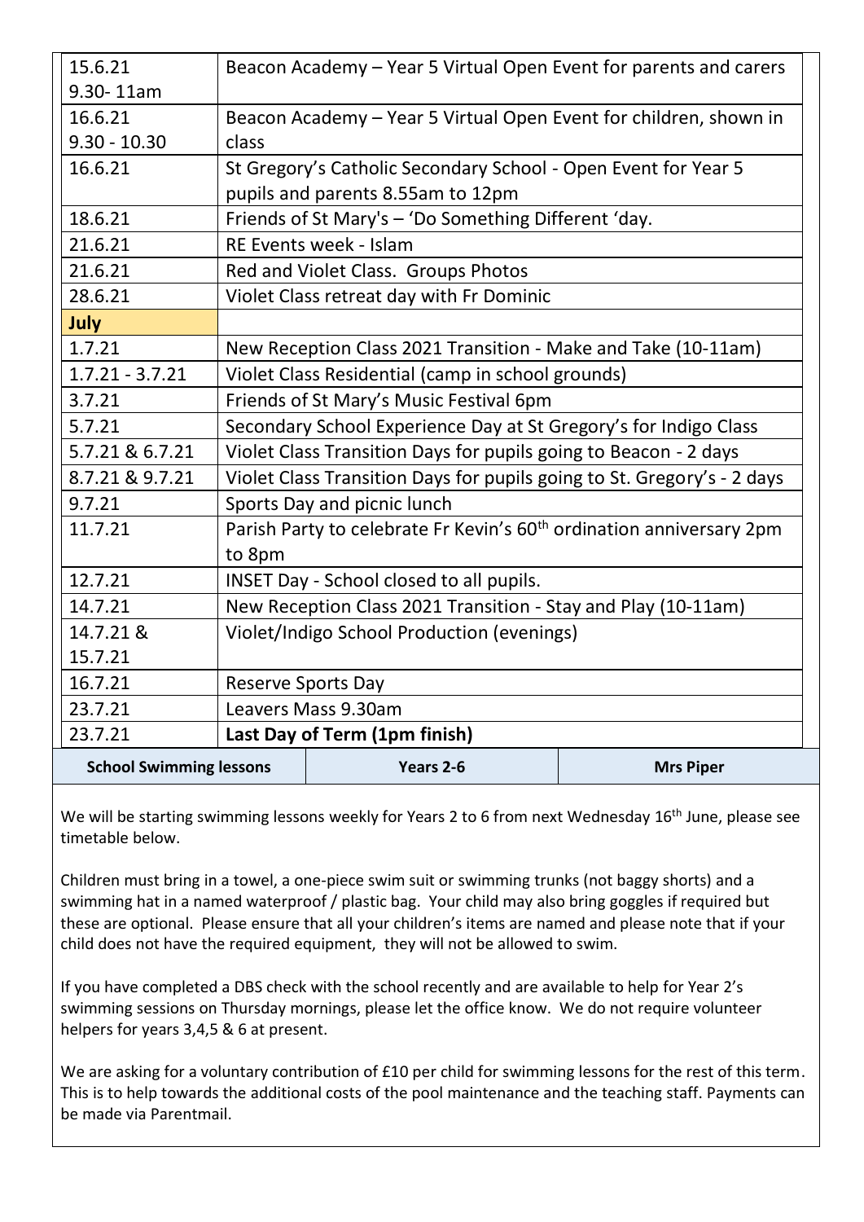| | |
|---|---|
| 15.6.21<br>9.30- 11am | Beacon Academy – Year 5 Virtual Open Event for parents and carers |
| 16.6.21<br>9.30 - 10.30 | Beacon Academy – Year 5 Virtual Open Event for children, shown in class |
| 16.6.21 | St Gregory's Catholic Secondary School - Open Event for Year 5 pupils and parents 8.55am to 12pm |
| 18.6.21 | Friends of St Mary's – 'Do Something Different 'day. |
| 21.6.21 | RE Events week - Islam |
| 21.6.21 | Red and Violet Class. Groups Photos |
| 28.6.21 | Violet Class retreat day with Fr Dominic |
| **July** | |
| 1.7.21 | New Reception Class 2021 Transition - Make and Take (10-11am) |
| 1.7.21 - 3.7.21 | Violet Class Residential (camp in school grounds) |
| 3.7.21 | Friends of St Mary's Music Festival 6pm |
| 5.7.21 | Secondary School Experience Day at St Gregory's for Indigo Class |
| 5.7.21 & 6.7.21 | Violet Class Transition Days for pupils going to Beacon - 2 days |
| 8.7.21 & 9.7.21 | Violet Class Transition Days for pupils going to St. Gregory's - 2 days |
| 9.7.21 | Sports Day and picnic lunch |
| 11.7.21 | Parish Party to celebrate Fr Kevin's 60th ordination anniversary 2pm to 8pm |
| 12.7.21 | INSET Day - School closed to all pupils. |
| 14.7.21 | New Reception Class 2021 Transition - Stay and Play (10-11am) |
| 14.7.21 &<br>15.7.21 | Violet/Indigo School Production (evenings) |
| 16.7.21 | Reserve Sports Day |
| 23.7.21 | Leavers Mass 9.30am |
| 23.7.21 | **Last Day of Term (1pm finish)** |

| School Swimming lessons | Years 2-6 | Mrs Piper |
|---|---|---|

We will be starting swimming lessons weekly for Years 2 to 6 from next Wednesday 16th June, please see timetable below.

Children must bring in a towel, a one-piece swim suit or swimming trunks (not baggy shorts) and a swimming hat in a named waterproof / plastic bag. Your child may also bring goggles if required but these are optional. Please ensure that all your children's items are named and please note that if your child does not have the required equipment, they will not be allowed to swim.

If you have completed a DBS check with the school recently and are available to help for Year 2's swimming sessions on Thursday mornings, please let the office know. We do not require volunteer helpers for years 3,4,5 & 6 at present.

We are asking for a voluntary contribution of £10 per child for swimming lessons for the rest of this term. This is to help towards the additional costs of the pool maintenance and the teaching staff. Payments can be made via Parentmail.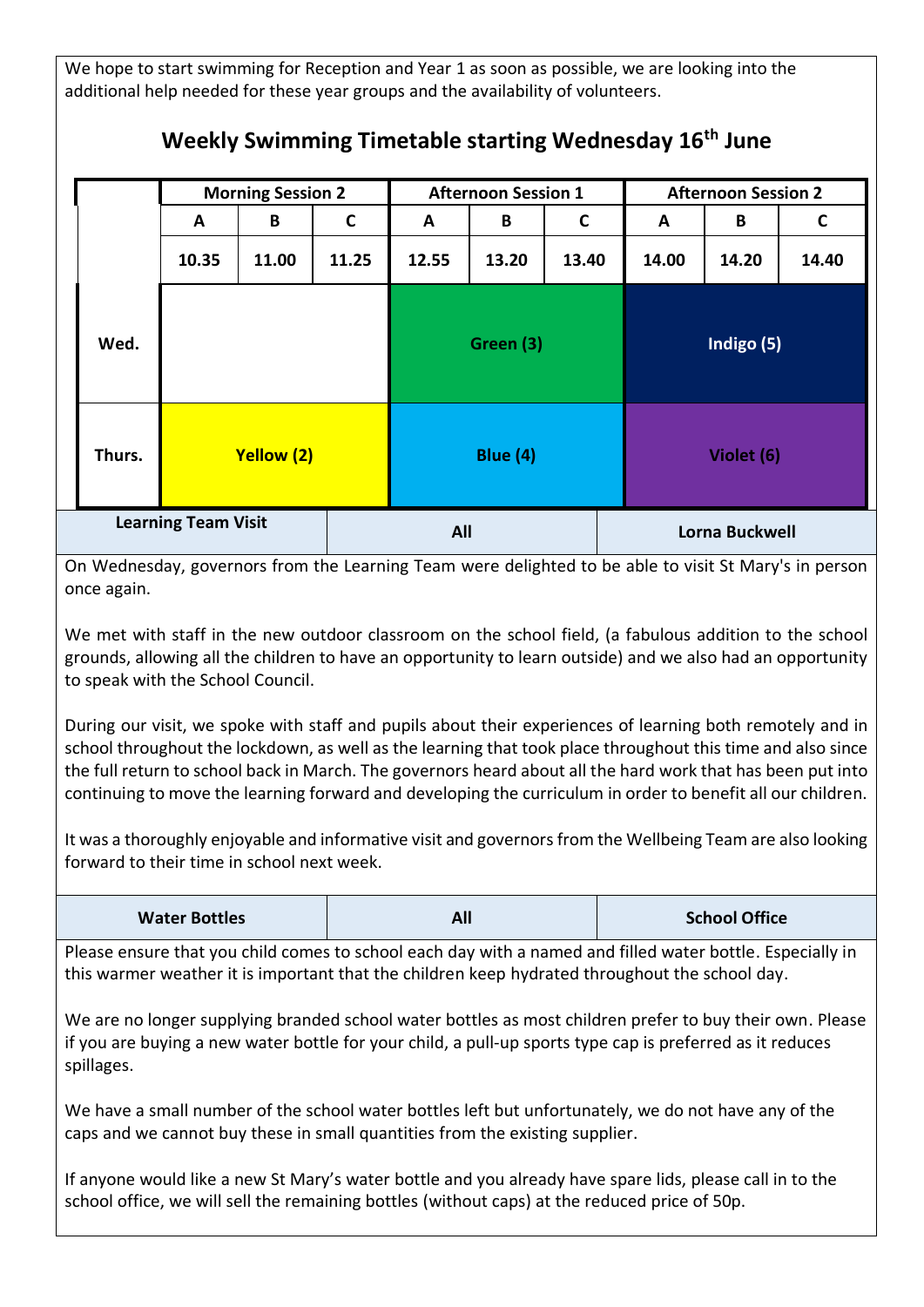We hope to start swimming for Reception and Year 1 as soon as possible, we are looking into the additional help needed for these year groups and the availability of volunteers.

## Weekly Swimming Timetable starting Wednesday 16th June

| | Morning Session 2 | | | Afternoon Session 1 | | | Afternoon Session 2 | | |
|---|---|---|---|---|---|---|---|---|---|
| | A | B | C | A | B | C | A | B | C |
| | 10.35 | 11.00 | 11.25 | 12.55 | 13.20 | 13.40 | 14.00 | 14.20 | 14.40 |
| Wed. | | | | Green (3) | | | Indigo (5) | | |
| Thurs. | Yellow (2) | | | Blue (4) | | | Violet (6) | | |

| Learning Team Visit | All | Lorna Buckwell |
|---|---|---|

On Wednesday, governors from the Learning Team were delighted to be able to visit St Mary's in person once again.

We met with staff in the new outdoor classroom on the school field, (a fabulous addition to the school grounds, allowing all the children to have an opportunity to learn outside) and we also had an opportunity to speak with the School Council.

During our visit, we spoke with staff and pupils about their experiences of learning both remotely and in school throughout the lockdown, as well as the learning that took place throughout this time and also since the full return to school back in March. The governors heard about all the hard work that has been put into continuing to move the learning forward and developing the curriculum in order to benefit all our children.

It was a thoroughly enjoyable and informative visit and governors from the Wellbeing Team are also looking forward to their time in school next week.

| Water Bottles | All | School Office |
|---|---|---|

Please ensure that you child comes to school each day with a named and filled water bottle. Especially in this warmer weather it is important that the children keep hydrated throughout the school day.

We are no longer supplying branded school water bottles as most children prefer to buy their own. Please if you are buying a new water bottle for your child, a pull-up sports type cap is preferred as it reduces spillages.

We have a small number of the school water bottles left but unfortunately, we do not have any of the caps and we cannot buy these in small quantities from the existing supplier.

If anyone would like a new St Mary's water bottle and you already have spare lids, please call in to the school office, we will sell the remaining bottles (without caps) at the reduced price of 50p.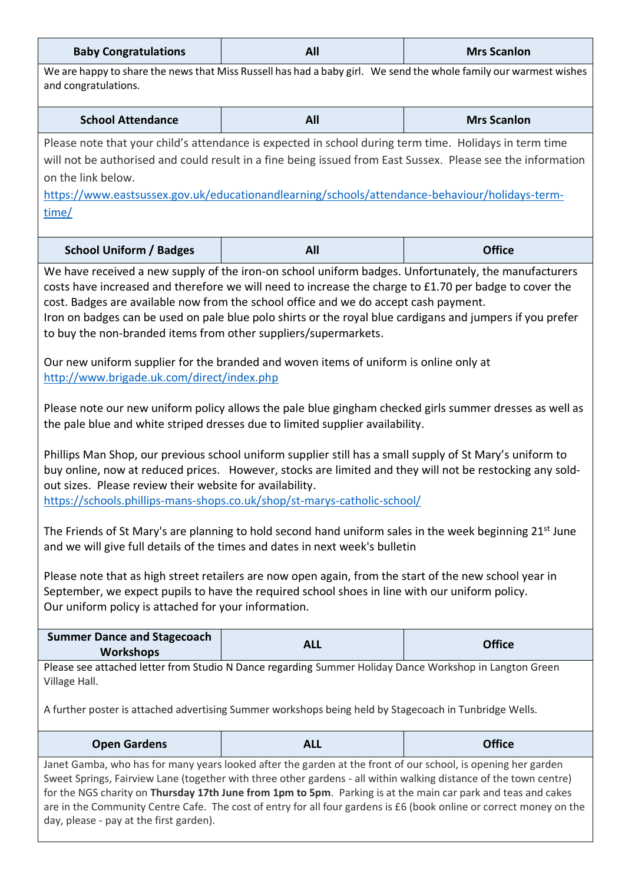| Baby Congratulations | All | Mrs Scanlon |
|---|---|---|

We are happy to share the news that Miss Russell has had a baby girl. We send the whole family our warmest wishes and congratulations.

| School Attendance | All | Mrs Scanlon |
|---|---|---|

Please note that your child's attendance is expected in school during term time. Holidays in term time will not be authorised and could result in a fine being issued from East Sussex. Please see the information on the link below.

https://www.eastsussex.gov.uk/educationandlearning/schools/attendance-behaviour/holidays-term-time/

| School Uniform / Badges | All | Office |
|---|---|---|

We have received a new supply of the iron-on school uniform badges. Unfortunately, the manufacturers costs have increased and therefore we will need to increase the charge to £1.70 per badge to cover the cost. Badges are available now from the school office and we do accept cash payment.
Iron on badges can be used on pale blue polo shirts or the royal blue cardigans and jumpers if you prefer to buy the non-branded items from other suppliers/supermarkets.

Our new uniform supplier for the branded and woven items of uniform is online only at http://www.brigade.uk.com/direct/index.php

Please note our new uniform policy allows the pale blue gingham checked girls summer dresses as well as the pale blue and white striped dresses due to limited supplier availability.

Phillips Man Shop, our previous school uniform supplier still has a small supply of St Mary's uniform to buy online, now at reduced prices. However, stocks are limited and they will not be restocking any sold-out sizes. Please review their website for availability.
https://schools.phillips-mans-shops.co.uk/shop/st-marys-catholic-school/

The Friends of St Mary's are planning to hold second hand uniform sales in the week beginning 21st June and we will give full details of the times and dates in next week's bulletin

Please note that as high street retailers are now open again, from the start of the new school year in September, we expect pupils to have the required school shoes in line with our uniform policy.
Our uniform policy is attached for your information.

| Summer Dance and Stagecoach Workshops | ALL | Office |
|---|---|---|

Please see attached letter from Studio N Dance regarding Summer Holiday Dance Workshop in Langton Green Village Hall.

A further poster is attached advertising Summer workshops being held by Stagecoach in Tunbridge Wells.

| Open Gardens | ALL | Office |
|---|---|---|

Janet Gamba, who has for many years looked after the garden at the front of our school, is opening her garden Sweet Springs, Fairview Lane (together with three other gardens - all within walking distance of the town centre) for the NGS charity on **Thursday 17th June from 1pm to 5pm**. Parking is at the main car park and teas and cakes are in the Community Centre Cafe. The cost of entry for all four gardens is £6 (book online or correct money on the day, please - pay at the first garden).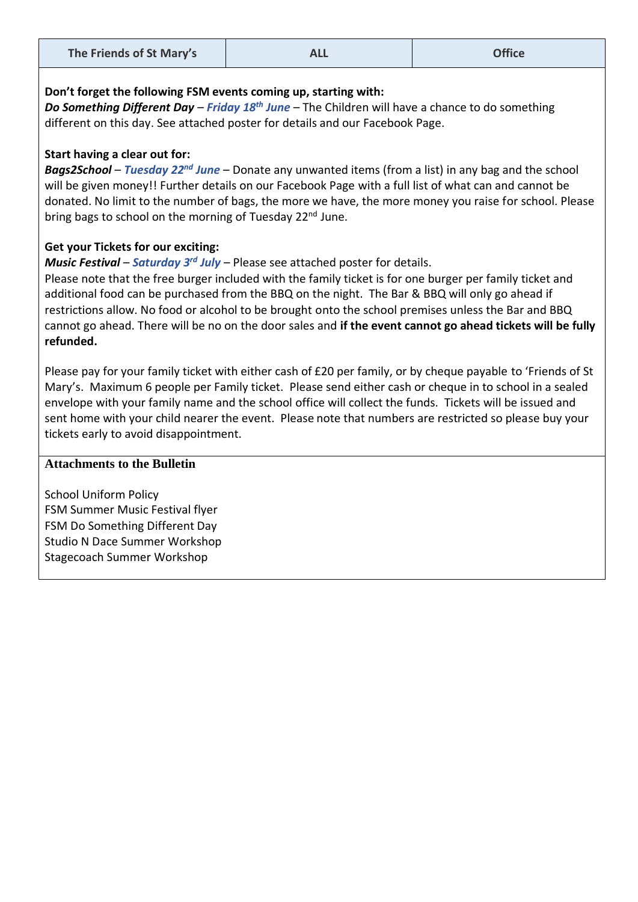| The Friends of St Mary's | ALL | Office |
|---|---|---|

**Don't forget the following FSM events coming up, starting with:**
***Do Something Different Day*** – ***Friday 18th June*** – The Children will have a chance to do something different on this day. See attached poster for details and our Facebook Page.

**Start having a clear out for:**
***Bags2School*** – ***Tuesday 22nd June*** – Donate any unwanted items (from a list) in any bag and the school will be given money!! Further details on our Facebook Page with a full list of what can and cannot be donated. No limit to the number of bags, the more we have, the more money you raise for school. Please bring bags to school on the morning of Tuesday 22nd June.

**Get your Tickets for our exciting:**
***Music Festival*** – ***Saturday 3rd July*** – Please see attached poster for details.
Please note that the free burger included with the family ticket is for one burger per family ticket and additional food can be purchased from the BBQ on the night. The Bar & BBQ will only go ahead if restrictions allow. No food or alcohol to be brought onto the school premises unless the Bar and BBQ cannot go ahead. There will be no on the door sales and **if the event cannot go ahead tickets will be fully refunded.**

Please pay for your family ticket with either cash of £20 per family, or by cheque payable to 'Friends of St Mary's. Maximum 6 people per Family ticket. Please send either cash or cheque in to school in a sealed envelope with your family name and the school office will collect the funds. Tickets will be issued and sent home with your child nearer the event. Please note that numbers are restricted so please buy your tickets early to avoid disappointment.

**Attachments to the Bulletin**

School Uniform Policy
FSM Summer Music Festival flyer
FSM Do Something Different Day
Studio N Dace Summer Workshop
Stagecoach Summer Workshop